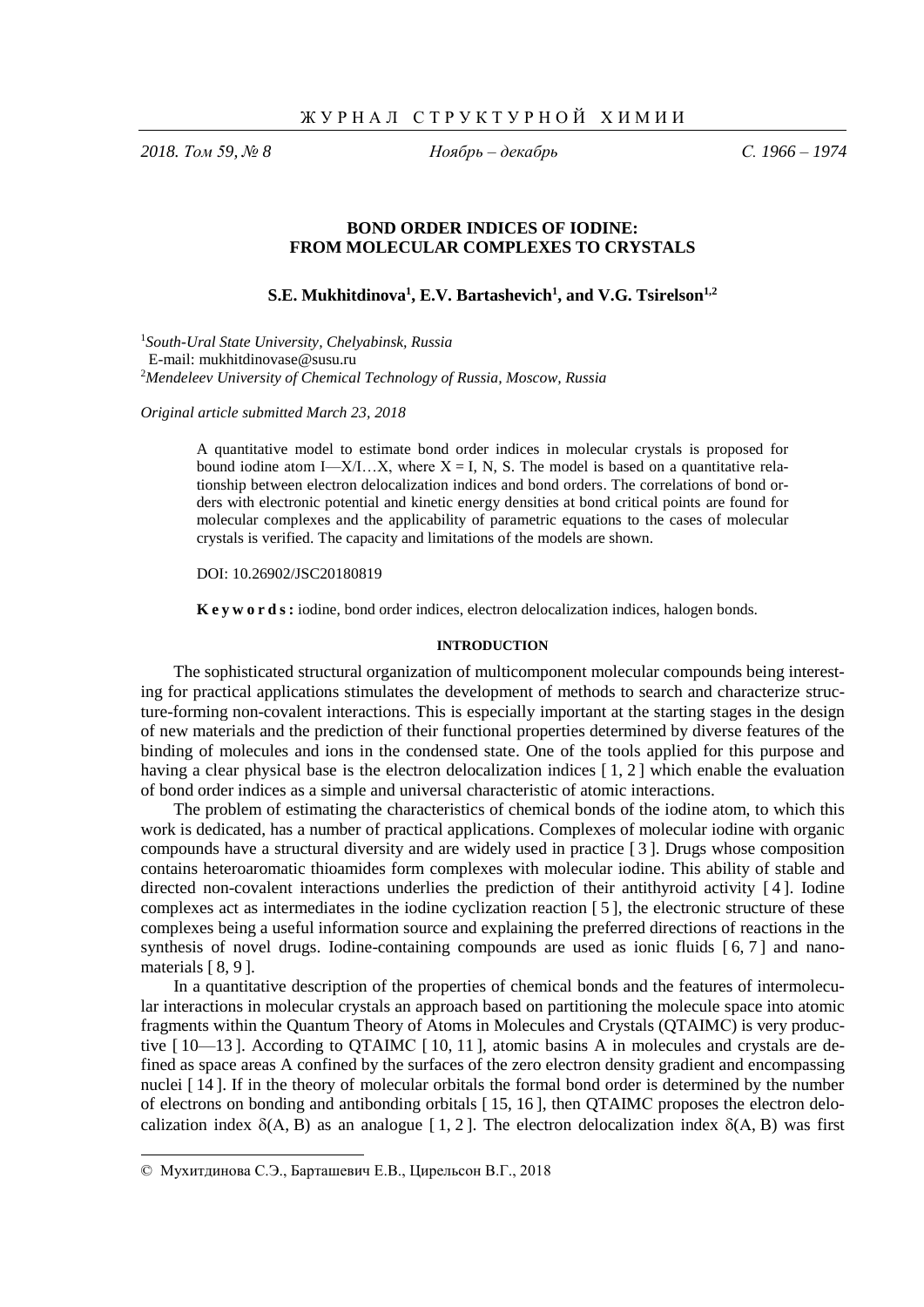# BOND ORDER INDICES OF IODINE: FROM MOLECULAR COMPLEXES TO CRYSTALS

**S.E. Mukhitdinova[1], E.V. Bartashevich[1], and V.G. Tsirelson[1,2]**

[1]*South-Ural State University, Chelyabinsk, Russia*
E-mail: mukhitdinovase@susu.ru
[2]*Mendeleev University of Chemical Technology of Russia, Moscow, Russia*

*Original article submitted March 23, 2018*

A quantitative model to estimate bond order indices in molecular crystals is proposed for bound iodine atom I—X/I…X, where X = I, N, S. The model is based on a quantitative relationship between electron delocalization indices and bond orders. The correlations of bond orders with electronic potential and kinetic energy densities at bond critical points are found for molecular complexes and the applicability of parametric equations to the cases of molecular crystals is verified. The capacity and limitations of the models are shown.

DOI: 10.26902/JSC20180819

**K e y w o r d s :** iodine, bond order indices, electron delocalization indices, halogen bonds.

## INTRODUCTION

The sophisticated structural organization of multicomponent molecular compounds being interesting for practical applications stimulates the development of methods to search and characterize structure-forming non-covalent interactions. This is especially important at the starting stages in the design of new materials and the prediction of their functional properties determined by diverse features of the binding of molecules and ions in the condensed state. One of the tools applied for this purpose and having a clear physical base is the electron delocalization indices [1, 2] which enable the evaluation of bond order indices as a simple and universal characteristic of atomic interactions.

The problem of estimating the characteristics of chemical bonds of the iodine atom, to which this work is dedicated, has a number of practical applications. Complexes of molecular iodine with organic compounds have a structural diversity and are widely used in practice [3]. Drugs whose composition contains heteroaromatic thioamides form complexes with molecular iodine. This ability of stable and directed non-covalent interactions underlies the prediction of their antithyroid activity [4]. Iodine complexes act as intermediates in the iodine cyclization reaction [5], the electronic structure of these complexes being a useful information source and explaining the preferred directions of reactions in the synthesis of novel drugs. Iodine-containing compounds are used as ionic fluids [6, 7] and nanomaterials [8, 9].

In a quantitative description of the properties of chemical bonds and the features of intermolecular interactions in molecular crystals an approach based on partitioning the molecule space into atomic fragments within the Quantum Theory of Atoms in Molecules and Crystals (QTAIMC) is very productive [10—13]. According to QTAIMC [10, 11], atomic basins A in molecules and crystals are defined as space areas A confined by the surfaces of the zero electron density gradient and encompassing nuclei [14]. If in the theory of molecular orbitals the formal bond order is determined by the number of electrons on bonding and antibonding orbitals [15, 16], then QTAIMC proposes the electron delocalization index $\delta(A, B)$ as an analogue [1, 2]. The electron delocalization index $\delta(A, B)$ was first

© Мухитдинова С.Э., Барташевич Е.В., Цирельсон В.Г., 2018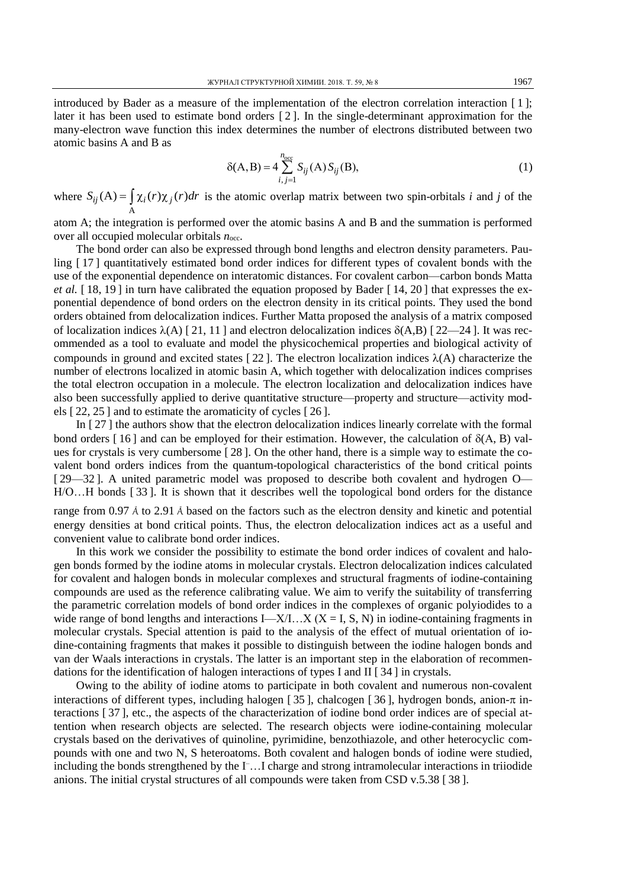introduced by Bader as a measure of the implementation of the electron correlation interaction [ 1 ]; later it has been used to estimate bond orders [ 2 ]. In the single-determinant approximation for the many-electron wave function this index determines the number of electrons distributed between two atomic basins A and B as

$$\delta(\mathrm{A},\mathrm{B}) = 4\sum_{i,j=1}^{n_{\mathrm{occ}}} S_{ij}(\mathrm{A})S_{ij}(\mathrm{B}), \tag{1}$$

where $S_{ij}(\mathrm{A}) = \int_{\mathrm{A}} \chi_i(r)\chi_j(r)dr$ is the atomic overlap matrix between two spin-orbitals $i$ and $j$ of the atom A; the integration is performed over the atomic basins A and B and the summation is performed over all occupied molecular orbitals $n_{\mathrm{occ}}$.

The bond order can also be expressed through bond lengths and electron density parameters. Pauling [ 17 ] quantitatively estimated bond order indices for different types of covalent bonds with the use of the exponential dependence on interatomic distances. For covalent carbon—carbon bonds Matta *et al.* [ 18, 19 ] in turn have calibrated the equation proposed by Bader [ 14, 20 ] that expresses the exponential dependence of bond orders on the electron density in its critical points. They used the bond orders obtained from delocalization indices. Further Matta proposed the analysis of a matrix composed of localization indices $\lambda(\mathrm{A})$ [ 21, 11 ] and electron delocalization indices $\delta(\mathrm{A},\mathrm{B})$ [ 22—24 ]. It was recommended as a tool to evaluate and model the physicochemical properties and biological activity of compounds in ground and excited states [ 22 ]. The electron localization indices $\lambda(\mathrm{A})$ characterize the number of electrons localized in atomic basin A, which together with delocalization indices comprises the total electron occupation in a molecule. The electron localization and delocalization indices have also been successfully applied to derive quantitative structure—property and structure—activity models [ 22, 25 ] and to estimate the aromaticity of cycles [ 26 ].

In [ 27 ] the authors show that the electron delocalization indices linearly correlate with the formal bond orders [ 16 ] and can be employed for their estimation. However, the calculation of $\delta(\mathrm{A}, \mathrm{B})$ values for crystals is very cumbersome [ 28 ]. On the other hand, there is a simple way to estimate the covalent bond orders indices from the quantum-topological characteristics of the bond critical points [ 29—32 ]. A united parametric model was proposed to describe both covalent and hydrogen O—H/O…H bonds [ 33 ]. It is shown that it describes well the topological bond orders for the distance range from 0.97 Å to 2.91 Å based on the factors such as the electron density and kinetic and potential energy densities at bond critical points. Thus, the electron delocalization indices act as a useful and convenient value to calibrate bond order indices.

In this work we consider the possibility to estimate the bond order indices of covalent and halogen bonds formed by the iodine atoms in molecular crystals. Electron delocalization indices calculated for covalent and halogen bonds in molecular complexes and structural fragments of iodine-containing compounds are used as the reference calibrating value. We aim to verify the suitability of transferring the parametric correlation models of bond order indices in the complexes of organic polyiodides to a wide range of bond lengths and interactions I—X/I…X (X = I, S, N) in iodine-containing fragments in molecular crystals. Special attention is paid to the analysis of the effect of mutual orientation of iodine-containing fragments that makes it possible to distinguish between the iodine halogen bonds and van der Waals interactions in crystals. The latter is an important step in the elaboration of recommendations for the identification of halogen interactions of types I and II [ 34 ] in crystals.

Owing to the ability of iodine atoms to participate in both covalent and numerous non-covalent interactions of different types, including halogen [ 35 ], chalcogen [ 36 ], hydrogen bonds, anion-$\pi$ interactions [ 37 ], etc., the aspects of the characterization of iodine bond order indices are of special attention when research objects are selected. The research objects were iodine-containing molecular crystals based on the derivatives of quinoline, pyrimidine, benzothiazole, and other heterocyclic compounds with one and two N, S heteroatoms. Both covalent and halogen bonds of iodine were studied, including the bonds strengthened by the $\mathrm{I}^-$…I charge and strong intramolecular interactions in triiodide anions. The initial crystal structures of all compounds were taken from CSD v.5.38 [ 38 ].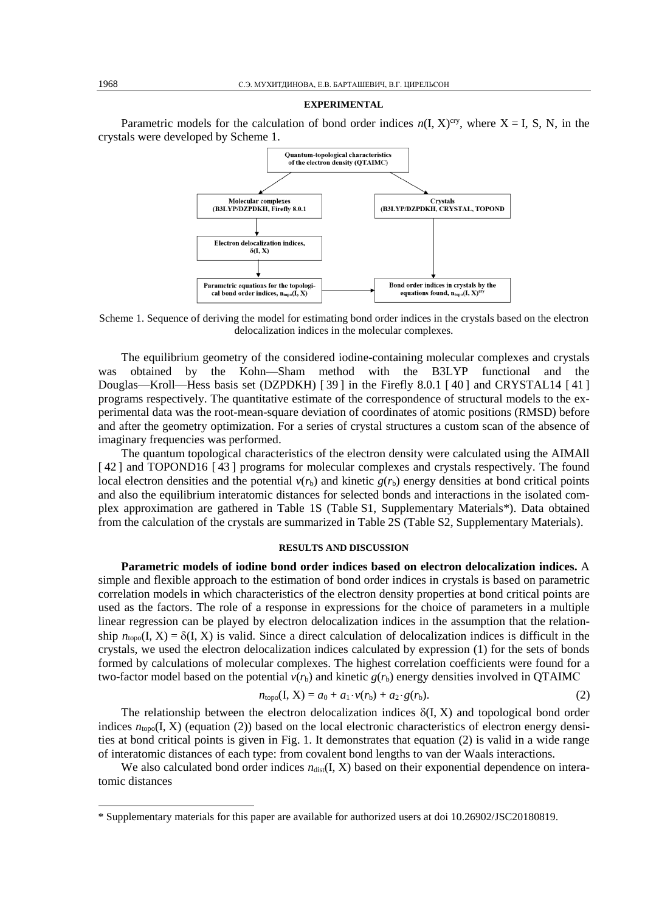## EXPERIMENTAL

Parametric models for the calculation of bond order indices $n(\mathrm{I, X})^{\mathrm{cry}}$, where X = I, S, N, in the crystals were developed by Scheme 1.

Quantum-topological characteristics of the electron density (QTAIMC)

Molecular complexes (B3LYP/DZPDKH, Firefly 8.0.1

Crystals (B3LYP/DZPDKH, CRYSTAL, TOPOND

Electron delocalization indices, $\delta(\mathrm{I, X})$

Parametric equations for the topological bond order indices, $n_{\mathrm{topo}}(\mathrm{I, X})$

Bond order indices in crystals by the equations found, $n_{\mathrm{topo}}(\mathrm{I, X})^{\mathrm{cry}}$

Scheme 1. Sequence of deriving the model for estimating bond order indices in the crystals based on the electron delocalization indices in the molecular complexes.

The equilibrium geometry of the considered iodine-containing molecular complexes and crystals was obtained by the Kohn—Sham method with the B3LYP functional and the Douglas—Kroll—Hess basis set (DZPDKH) [ 39 ] in the Firefly 8.0.1 [ 40 ] and CRYSTAL14 [ 41 ] programs respectively. The quantitative estimate of the correspondence of structural models to the experimental data was the root-mean-square deviation of coordinates of atomic positions (RMSD) before and after the geometry optimization. For a series of crystal structures a custom scan of the absence of imaginary frequencies was performed.

The quantum topological characteristics of the electron density were calculated using the AIMAll [ 42 ] and TOPOND16 [ 43 ] programs for molecular complexes and crystals respectively. The found local electron densities and the potential $v(r_b)$ and kinetic $g(r_b)$ energy densities at bond critical points and also the equilibrium interatomic distances for selected bonds and interactions in the isolated complex approximation are gathered in Table 1S (Table S1, Supplementary Materials*). Data obtained from the calculation of the crystals are summarized in Table 2S (Table S2, Supplementary Materials).

## RESULTS AND DISCUSSION

**Parametric models of iodine bond order indices based on electron delocalization indices.** A simple and flexible approach to the estimation of bond order indices in crystals is based on parametric correlation models in which characteristics of the electron density properties at bond critical points are used as the factors. The role of a response in expressions for the choice of parameters in a multiple linear regression can be played by electron delocalization indices in the assumption that the relationship $n_{\mathrm{topo}}(\mathrm{I, X}) = \delta(\mathrm{I, X})$ is valid. Since a direct calculation of delocalization indices is difficult in the crystals, we used the electron delocalization indices calculated by expression (1) for the sets of bonds formed by calculations of molecular complexes. The highest correlation coefficients were found for a two-factor model based on the potential $v(r_b)$ and kinetic $g(r_b)$ energy densities involved in QTAIMC

$$n_{\mathrm{topo}}(\mathrm{I, X}) = a_0 + a_1 \cdot v(r_b) + a_2 \cdot g(r_b). \tag{2}$$

The relationship between the electron delocalization indices $\delta(\mathrm{I, X})$ and topological bond order indices $n_{\mathrm{topo}}(\mathrm{I, X})$ (equation (2)) based on the local electronic characteristics of electron energy densities at bond critical points is given in Fig. 1. It demonstrates that equation (2) is valid in a wide range of interatomic distances of each type: from covalent bond lengths to van der Waals interactions.

We also calculated bond order indices $n_{\mathrm{dist}}(\mathrm{I, X})$ based on their exponential dependence on interatomic distances

* Supplementary materials for this paper are available for authorized users at doi 10.26902/JSC20180819.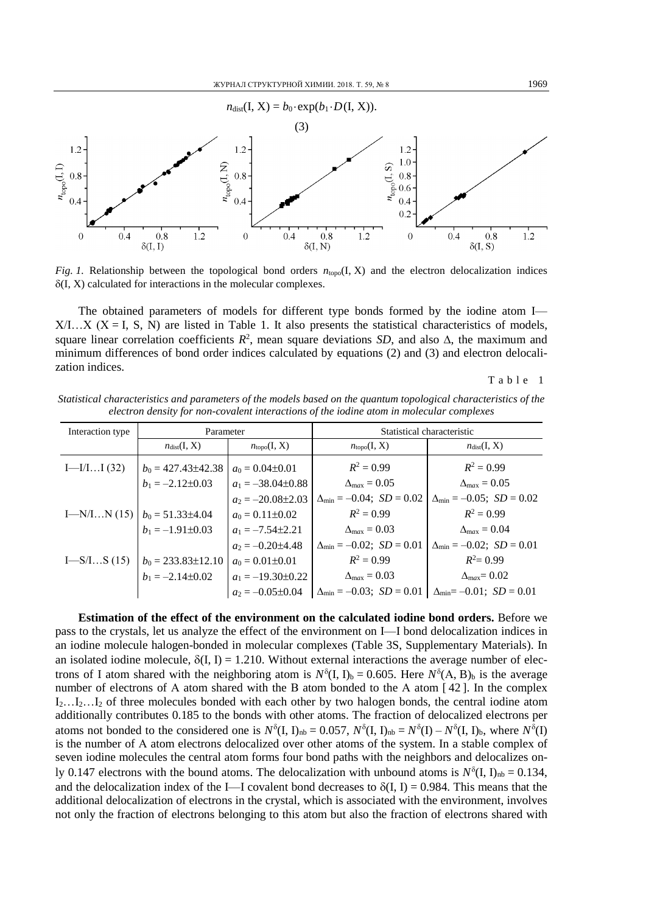$$n_{dist}(I, X) = b_0 \cdot \exp(b_1 \cdot D(I, X)). \tag{3}$$

*Fig. 1.* Relationship between the topological bond orders $n_{topo}(I, X)$ and the electron delocalization indices $\delta(I, X)$ calculated for interactions in the molecular complexes.

The obtained parameters of models for different type bonds formed by the iodine atom I—X/I…X (X = I, S, N) are listed in Table 1. It also presents the statistical characteristics of models, square linear correlation coefficients $R^2$, mean square deviations *SD*, and also $\Delta$, the maximum and minimum differences of bond order indices calculated by equations (2) and (3) and electron delocalization indices.

Table 1

*Statistical characteristics and parameters of the models based on the quantum topological characteristics of the electron density for non-covalent interactions of the iodine atom in molecular complexes*

| Interaction type | Parameter | | Statistical characteristic | |
|---|---|---|---|---|
| | $n_{dist}(I, X)$ | $n_{topo}(I, X)$ | $n_{topo}(I, X)$ | $n_{dist}(I, X)$ |
| I—I/I…I (32) | $b_0 = 427.43 \pm 42.38$ | $a_0 = 0.04 \pm 0.01$ | $R^2 = 0.99$ | $R^2 = 0.99$ |
| | $b_1 = -2.12 \pm 0.03$ | $a_1 = -38.04 \pm 0.88$ | $\Delta_{max} = 0.05$ | $\Delta_{max} = 0.05$ |
| | | $a_2 = -20.08 \pm 2.03$ | $\Delta_{min} = -0.04$; $SD = 0.02$ | $\Delta_{min} = -0.05$; $SD = 0.02$ |
| I—N/I…N (15) | $b_0 = 51.33 \pm 4.04$ | $a_0 = 0.11 \pm 0.02$ | $R^2 = 0.99$ | $R^2 = 0.99$ |
| | $b_1 = -1.91 \pm 0.03$ | $a_1 = -7.54 \pm 2.21$ | $\Delta_{max} = 0.03$ | $\Delta_{max} = 0.04$ |
| | | $a_2 = -0.20 \pm 4.48$ | $\Delta_{min} = -0.02$; $SD = 0.01$ | $\Delta_{min} = -0.02$; $SD = 0.01$ |
| I—S/I…S (15) | $b_0 = 233.83 \pm 12.10$ | $a_0 = 0.01 \pm 0.01$ | $R^2 = 0.99$ | $R^2 = 0.99$ |
| | $b_1 = -2.14 \pm 0.02$ | $a_1 = -19.30 \pm 0.22$ | $\Delta_{max} = 0.03$ | $\Delta_{max} = 0.02$ |
| | | $a_2 = -0.05 \pm 0.04$ | $\Delta_{min} = -0.03$; $SD = 0.01$ | $\Delta_{min} = -0.01$; $SD = 0.01$ |

**Estimation of the effect of the environment on the calculated iodine bond orders.** Before we pass to the crystals, let us analyze the effect of the environment on I—I bond delocalization indices in an iodine molecule halogen-bonded in molecular complexes (Table 3S, Supplementary Materials). In an isolated iodine molecule, $\delta(I, I) = 1.210$. Without external interactions the average number of electrons of I atom shared with the neighboring atom is $N^{\delta}(I, I)_b = 0.605$. Here $N^{\delta}(A, B)_b$ is the average number of electrons of A atom shared with the B atom bonded to the A atom [42]. In the complex $I_2…I_2…I_2$ of three molecules bonded with each other by two halogen bonds, the central iodine atom additionally contributes 0.185 to the bonds with other atoms. The fraction of delocalized electrons per atoms not bonded to the considered one is $N^{\delta}(I, I)_{nb} = 0.057$, $N^{\delta}(I, I)_{nb} = N^{\delta}(I) - N^{\delta}(I, I)_b$, where $N^{\delta}(I)$ is the number of A atom electrons delocalized over other atoms of the system. In a stable complex of seven iodine molecules the central atom forms four bond paths with the neighbors and delocalizes only 0.147 electrons with the bound atoms. The delocalization with unbound atoms is $N^{\delta}(I, I)_{nb} = 0.134$, and the delocalization index of the I—I covalent bond decreases to $\delta(I, I) = 0.984$. This means that the additional delocalization of electrons in the crystal, which is associated with the environment, involves not only the fraction of electrons belonging to this atom but also the fraction of electrons shared with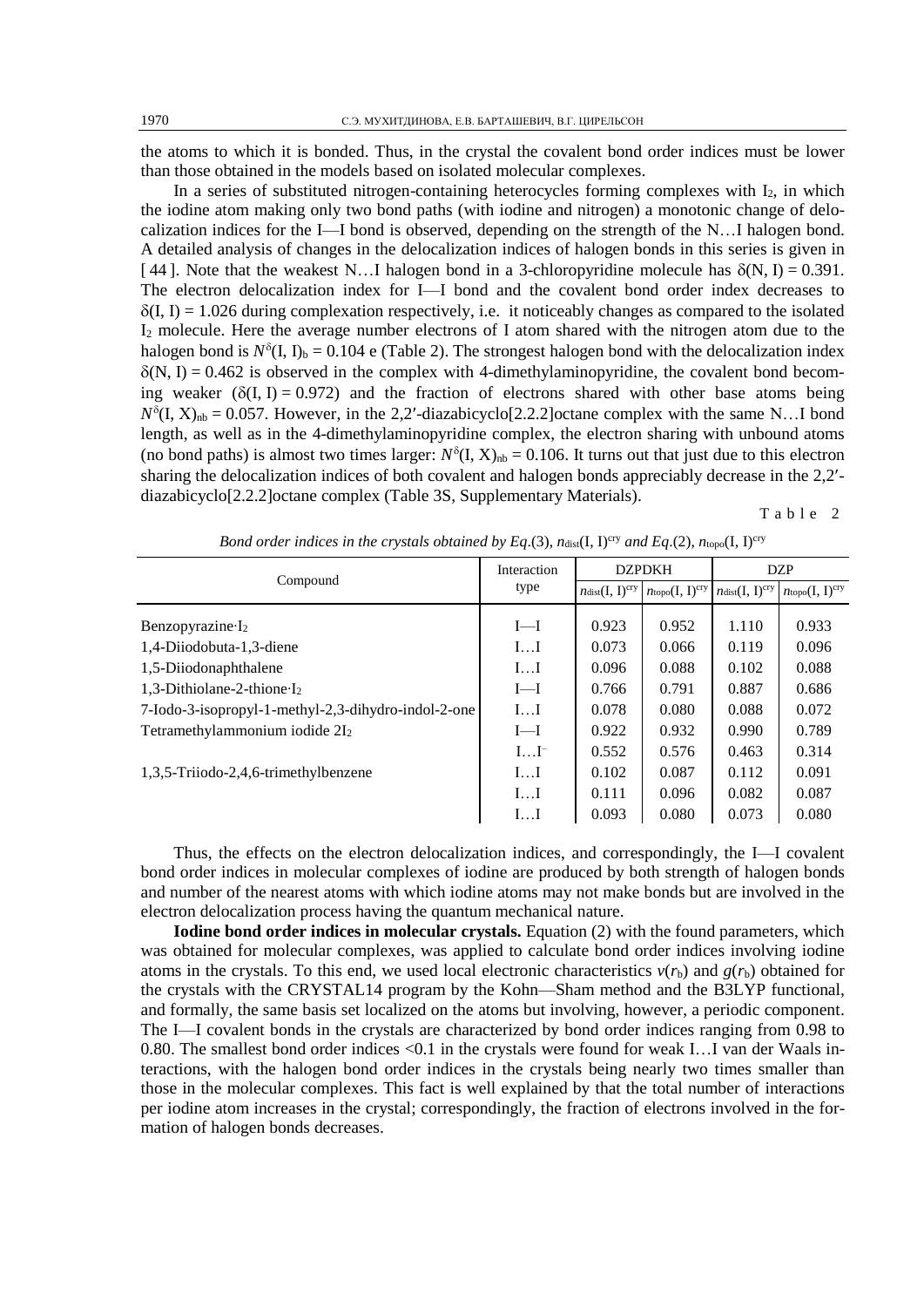the atoms to which it is bonded. Thus, in the crystal the covalent bond order indices must be lower than those obtained in the models based on isolated molecular complexes.

In a series of substituted nitrogen-containing heterocycles forming complexes with $I_2$, in which the iodine atom making only two bond paths (with iodine and nitrogen) a monotonic change of delocalization indices for the I—I bond is observed, depending on the strength of the N…I halogen bond. A detailed analysis of changes in the delocalization indices of halogen bonds in this series is given in [44]. Note that the weakest N…I halogen bond in a 3-chloropyridine molecule has $\delta(\text{N, I}) = 0.391$. The electron delocalization index for I—I bond and the covalent bond order index decreases to $\delta(\text{I, I}) = 1.026$ during complexation respectively, i.e. it noticeably changes as compared to the isolated $I_2$ molecule. Here the average number electrons of I atom shared with the nitrogen atom due to the halogen bond is $N^{\delta}(\text{I, I})_{\text{b}} = 0.104$ e (Table 2). The strongest halogen bond with the delocalization index $\delta(\text{N, I}) = 0.462$ is observed in the complex with 4-dimethylaminopyridine, the covalent bond becoming weaker ($\delta(\text{I, I}) = 0.972$) and the fraction of electrons shared with other base atoms being $N^{\delta}(\text{I, X})_{\text{nb}} = 0.057$. However, in the 2,2′-diazabicyclo[2.2.2]octane complex with the same N…I bond length, as well as in the 4-dimethylaminopyridine complex, the electron sharing with unbound atoms (no bond paths) is almost two times larger: $N^{\delta}(\text{I, X})_{\text{nb}} = 0.106$. It turns out that just due to this electron sharing the delocalization indices of both covalent and halogen bonds appreciably decrease in the 2,2′-diazabicyclo[2.2.2]octane complex (Table 3S, Supplementary Materials).

Table 2

*Bond order indices in the crystals obtained by Eq.(3), $n_{\text{dist}}(\text{I, I})^{\text{cry}}$ and Eq.(2), $n_{\text{topo}}(\text{I, I})^{\text{cry}}$*

| Compound | Interaction type | DZPDKH | | DZP | |
|---|---|---|---|---|---|
| | | $n_{\text{dist}}(\text{I, I})^{\text{cry}}$ | $n_{\text{topo}}(\text{I, I})^{\text{cry}}$ | $n_{\text{dist}}(\text{I, I})^{\text{cry}}$ | $n_{\text{topo}}(\text{I, I})^{\text{cry}}$ |
| Benzopyrazine·$I_2$ | I—I | 0.923 | 0.952 | 1.110 | 0.933 |
| 1,4-Diiodobuta-1,3-diene | I…I | 0.073 | 0.066 | 0.119 | 0.096 |
| 1,5-Diiodonaphthalene | I…I | 0.096 | 0.088 | 0.102 | 0.088 |
| 1,3-Dithiolane-2-thione·$I_2$ | I—I | 0.766 | 0.791 | 0.887 | 0.686 |
| 7-Iodo-3-isopropyl-1-methyl-2,3-dihydro-indol-2-one | I…I | 0.078 | 0.080 | 0.088 | 0.072 |
| Tetramethylammonium iodide $2I_2$ | I—I | 0.922 | 0.932 | 0.990 | 0.789 |
| | I…$I^-$ | 0.552 | 0.576 | 0.463 | 0.314 |
| 1,3,5-Triiodo-2,4,6-trimethylbenzene | I…I | 0.102 | 0.087 | 0.112 | 0.091 |
| | I…I | 0.111 | 0.096 | 0.082 | 0.087 |
| | I…I | 0.093 | 0.080 | 0.073 | 0.080 |

Thus, the effects on the electron delocalization indices, and correspondingly, the I—I covalent bond order indices in molecular complexes of iodine are produced by both strength of halogen bonds and number of the nearest atoms with which iodine atoms may not make bonds but are involved in the electron delocalization process having the quantum mechanical nature.

**Iodine bond order indices in molecular crystals.** Equation (2) with the found parameters, which was obtained for molecular complexes, was applied to calculate bond order indices involving iodine atoms in the crystals. To this end, we used local electronic characteristics $v(r_{\text{b}})$ and $g(r_{\text{b}})$ obtained for the crystals with the CRYSTAL14 program by the Kohn—Sham method and the B3LYP functional, and formally, the same basis set localized on the atoms but involving, however, a periodic component. The I—I covalent bonds in the crystals are characterized by bond order indices ranging from 0.98 to 0.80. The smallest bond order indices <0.1 in the crystals were found for weak I…I van der Waals interactions, with the halogen bond order indices in the crystals being nearly two times smaller than those in the molecular complexes. This fact is well explained by that the total number of interactions per iodine atom increases in the crystal; correspondingly, the fraction of electrons involved in the formation of halogen bonds decreases.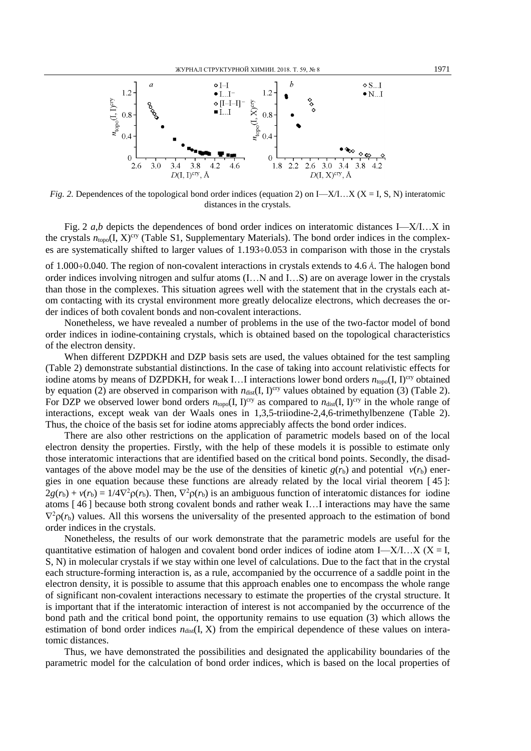*Fig. 2.* Dependences of the topological bond order indices (equation 2) on I—X/I…X (X = I, S, N) interatomic distances in the crystals.

Fig. 2 *a*,*b* depicts the dependences of bond order indices on interatomic distances I—X/I…X in the crystals $n_{\text{topo}}(\text{I, X})^{\text{cry}}$ (Table S1, Supplementary Materials). The bond order indices in the complexes are systematically shifted to larger values of 1.193÷0.053 in comparison with those in the crystals of 1.000÷0.040. The region of non-covalent interactions in crystals extends to 4.6 Å. The halogen bond order indices involving nitrogen and sulfur atoms (I…N and I…S) are on average lower in the crystals than those in the complexes. This situation agrees well with the statement that in the crystals each atom contacting with its crystal environment more greatly delocalize electrons, which decreases the order indices of both covalent bonds and non-covalent interactions.

Nonetheless, we have revealed a number of problems in the use of the two-factor model of bond order indices in iodine-containing crystals, which is obtained based on the topological characteristics of the electron density.

When different DZPDKH and DZP basis sets are used, the values obtained for the test sampling (Table 2) demonstrate substantial distinctions. In the case of taking into account relativistic effects for iodine atoms by means of DZPDKH, for weak I…I interactions lower bond orders $n_{\text{topo}}(\text{I, I})^{\text{cry}}$ obtained by equation (2) are observed in comparison with $n_{\text{dist}}(\text{I, I})^{\text{cry}}$ values obtained by equation (3) (Table 2). For DZP we observed lower bond orders $n_{\text{topo}}(\text{I, I})^{\text{cry}}$ as compared to $n_{\text{dist}}(\text{I, I})^{\text{cry}}$ in the whole range of interactions, except weak van der Waals ones in 1,3,5-triiodine-2,4,6-trimethylbenzene (Table 2). Thus, the choice of the basis set for iodine atoms appreciably affects the bond order indices.

There are also other restrictions on the application of parametric models based on of the local electron density the properties. Firstly, with the help of these models it is possible to estimate only those interatomic interactions that are identified based on the critical bond points. Secondly, the disadvantages of the above model may be the use of the densities of kinetic $g(r_b)$ and potential $v(r_b)$ energies in one equation because these functions are already related by the local virial theorem [45]: $2g(r_b) + v(r_b) = 1/4\nabla^2\rho(r_b)$. Then, $\nabla^2\rho(r_b)$ is an ambiguous function of interatomic distances for iodine atoms [46] because both strong covalent bonds and rather weak I…I interactions may have the same $\nabla^2\rho(r_b)$ values. All this worsens the universality of the presented approach to the estimation of bond order indices in the crystals.

Nonetheless, the results of our work demonstrate that the parametric models are useful for the quantitative estimation of halogen and covalent bond order indices of iodine atom I—X/I…X (X = I, S, N) in molecular crystals if we stay within one level of calculations. Due to the fact that in the crystal each structure-forming interaction is, as a rule, accompanied by the occurrence of a saddle point in the electron density, it is possible to assume that this approach enables one to encompass the whole range of significant non-covalent interactions necessary to estimate the properties of the crystal structure. It is important that if the interatomic interaction of interest is not accompanied by the occurrence of the bond path and the critical bond point, the opportunity remains to use equation (3) which allows the estimation of bond order indices $n_{\text{dist}}(\text{I, X})$ from the empirical dependence of these values on interatomic distances.

Thus, we have demonstrated the possibilities and designated the applicability boundaries of the parametric model for the calculation of bond order indices, which is based on the local properties of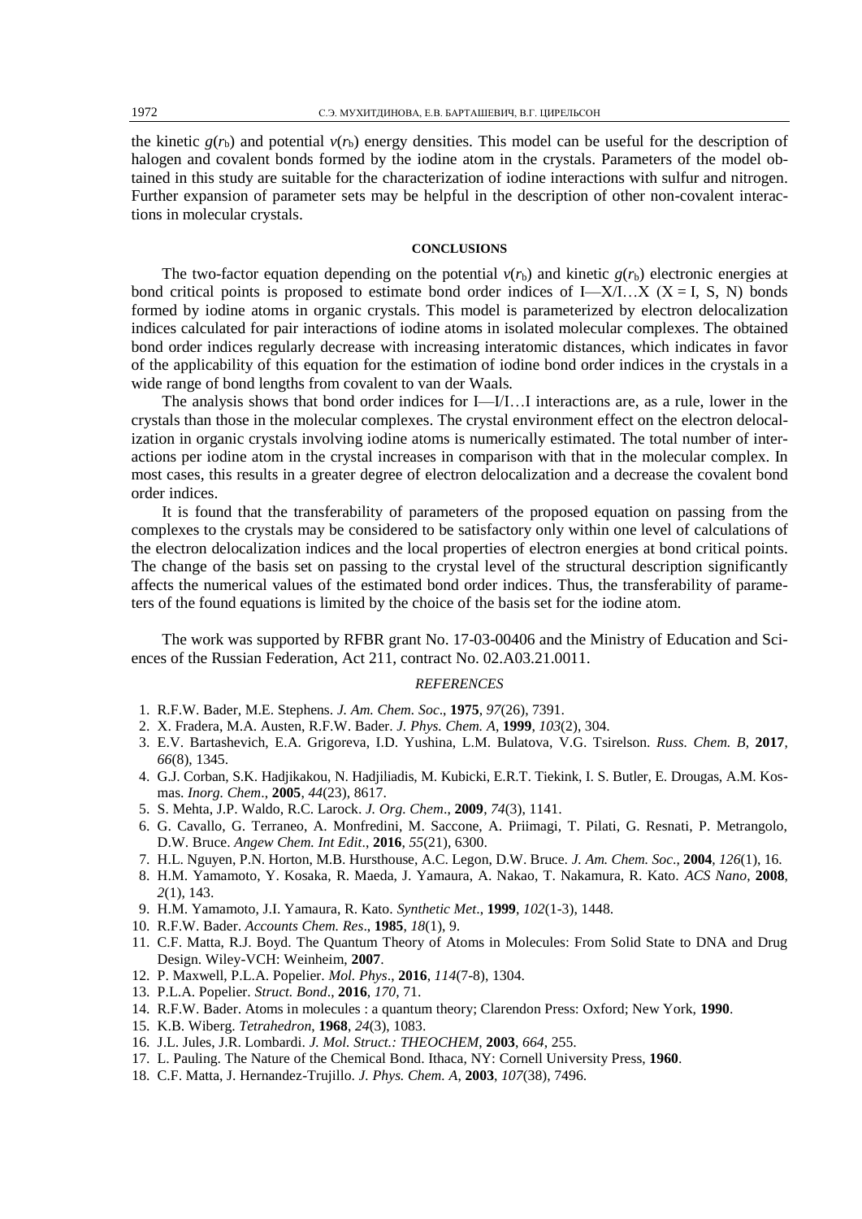the kinetic $g(r_b)$ and potential $v(r_b)$ energy densities. This model can be useful for the description of halogen and covalent bonds formed by the iodine atom in the crystals. Parameters of the model obtained in this study are suitable for the characterization of iodine interactions with sulfur and nitrogen. Further expansion of parameter sets may be helpful in the description of other non-covalent interactions in molecular crystals.

## CONCLUSIONS

The two-factor equation depending on the potential $v(r_b)$ and kinetic $g(r_b)$ electronic energies at bond critical points is proposed to estimate bond order indices of I—X/I…X (X = I, S, N) bonds formed by iodine atoms in organic crystals. This model is parameterized by electron delocalization indices calculated for pair interactions of iodine atoms in isolated molecular complexes. The obtained bond order indices regularly decrease with increasing interatomic distances, which indicates in favor of the applicability of this equation for the estimation of iodine bond order indices in the crystals in a wide range of bond lengths from covalent to van der Waals.

The analysis shows that bond order indices for I—I/I…I interactions are, as a rule, lower in the crystals than those in the molecular complexes. The crystal environment effect on the electron delocalization in organic crystals involving iodine atoms is numerically estimated. The total number of interactions per iodine atom in the crystal increases in comparison with that in the molecular complex. In most cases, this results in a greater degree of electron delocalization and a decrease the covalent bond order indices.

It is found that the transferability of parameters of the proposed equation on passing from the complexes to the crystals may be considered to be satisfactory only within one level of calculations of the electron delocalization indices and the local properties of electron energies at bond critical points. The change of the basis set on passing to the crystal level of the structural description significantly affects the numerical values of the estimated bond order indices. Thus, the transferability of parameters of the found equations is limited by the choice of the basis set for the iodine atom.

The work was supported by RFBR grant No. 17-03-00406 and the Ministry of Education and Sciences of the Russian Federation, Act 211, contract No. 02.A03.21.0011.

## *REFERENCES*

1. R.F.W. Bader, M.E. Stephens. *J. Am. Chem. Soc*., **1975**, *97*(26), 7391.
2. X. Fradera, M.A. Austen, R.F.W. Bader. *J. Phys. Chem. A*, **1999**, *103*(2), 304.
3. E.V. Bartashevich, E.A. Grigoreva, I.D. Yushina, L.M. Bulatova, V.G. Tsirelson. *Russ. Chem. B*, **2017**, *66*(8), 1345.
4. G.J. Corban, S.K. Hadjikakou, N. Hadjiliadis, M. Kubicki, E.R.T. Tiekink, I. S. Butler, E. Drougas, A.M. Kosmas. *Inorg. Chem*., **2005**, *44*(23), 8617.
5. S. Mehta, J.P. Waldo, R.C. Larock. *J. Org. Chem*., **2009**, *74*(3), 1141.
6. G. Cavallo, G. Terraneo, A. Monfredini, M. Saccone, A. Priimagi, T. Pilati, G. Resnati, P. Metrangolo, D.W. Bruce. *Angew Chem. Int Edit*., **2016**, *55*(21), 6300.
7. H.L. Nguyen, P.N. Horton, M.B. Hursthouse, A.C. Legon, D.W. Bruce. *J. Am. Chem. Soc*., **2004**, *126*(1), 16.
8. H.M. Yamamoto, Y. Kosaka, R. Maeda, J. Yamaura, A. Nakao, T. Nakamura, R. Kato. *ACS Nano*, **2008**, *2*(1), 143.
9. H.M. Yamamoto, J.I. Yamaura, R. Kato. *Synthetic Met*., **1999**, *102*(1-3), 1448.
10. R.F.W. Bader. *Accounts Chem. Res*., **1985**, *18*(1), 9.
11. C.F. Matta, R.J. Boyd. The Quantum Theory of Atoms in Molecules: From Solid State to DNA and Drug Design. Wiley-VCH: Weinheim, **2007**.
12. P. Maxwell, P.L.A. Popelier. *Mol. Phys*., **2016**, *114*(7-8), 1304.
13. P.L.A. Popelier. *Struct. Bond*., **2016**, *170*, 71.
14. R.F.W. Bader. Atoms in molecules : a quantum theory; Clarendon Press: Oxford; New York, **1990**.
15. K.B. Wiberg. *Tetrahedron*, **1968**, *24*(3), 1083.
16. J.L. Jules, J.R. Lombardi. *J. Mol. Struct.: THEOCHEM*, **2003**, *664*, 255.
17. L. Pauling. The Nature of the Chemical Bond. Ithaca, NY: Cornell University Press, **1960**.
18. C.F. Matta, J. Hernandez-Trujillo. *J. Phys. Chem. A*, **2003**, *107*(38), 7496.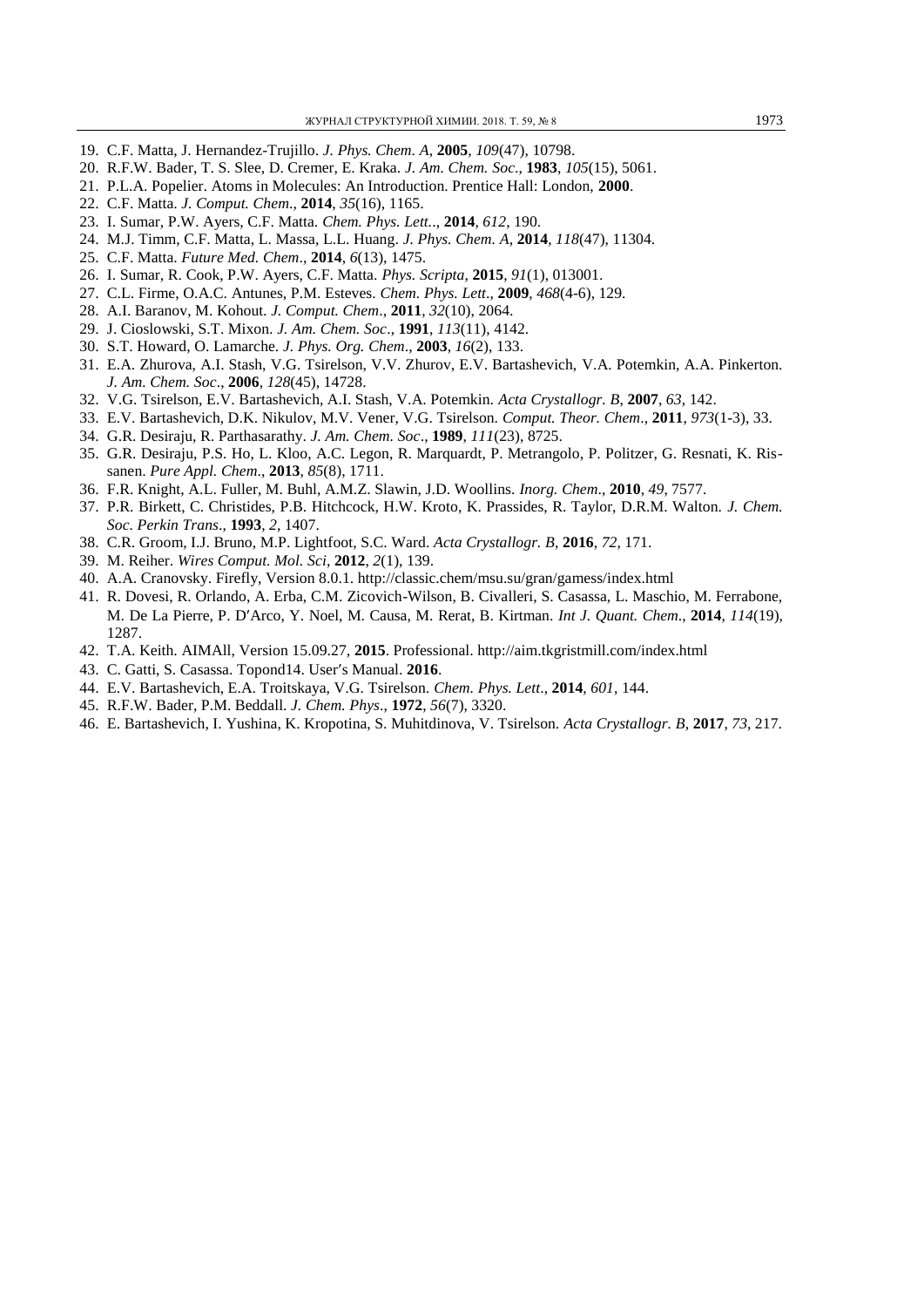19. C.F. Matta, J. Hernandez-Trujillo. *J. Phys. Chem. A*, **2005**, *109*(47), 10798.
20. R.F.W. Bader, T. S. Slee, D. Cremer, E. Kraka. *J. Am. Chem. Soc*., **1983**, *105*(15), 5061.
21. P.L.A. Popelier. Atoms in Molecules: An Introduction. Prentice Hall: London, **2000**.
22. C.F. Matta. *J. Comput. Chem*., **2014**, *35*(16), 1165.
23. I. Sumar, P.W. Ayers, C.F. Matta. *Chem. Phys. Lett*.., **2014**, *612*, 190.
24. M.J. Timm, C.F. Matta, L. Massa, L.L. Huang. *J. Phys. Chem. A*, **2014**, *118*(47), 11304.
25. C.F. Matta. *Future Med. Chem*., **2014**, *6*(13), 1475.
26. I. Sumar, R. Cook, P.W. Ayers, C.F. Matta. *Phys. Scripta*, **2015**, *91*(1), 013001.
27. C.L. Firme, O.A.C. Antunes, P.M. Esteves. *Chem. Phys. Lett*., **2009**, *468*(4-6), 129.
28. A.I. Baranov, M. Kohout. *J. Comput. Chem*., **2011**, *32*(10), 2064.
29. J. Cioslowski, S.T. Mixon. *J. Am. Chem. Soc*., **1991**, *113*(11), 4142.
30. S.T. Howard, O. Lamarche. *J. Phys. Org. Chem*., **2003**, *16*(2), 133.
31. E.A. Zhurova, A.I. Stash, V.G. Tsirelson, V.V. Zhurov, E.V. Bartashevich, V.A. Potemkin, A.A. Pinkerton. *J. Am. Chem. Soc*., **2006**, *128*(45), 14728.
32. V.G. Tsirelson, E.V. Bartashevich, A.I. Stash, V.A. Potemkin. *Acta Crystallogr. B*, **2007**, *63*, 142.
33. E.V. Bartashevich, D.K. Nikulov, M.V. Vener, V.G. Tsirelson. *Comput. Theor. Chem*., **2011**, *973*(1-3), 33.
34. G.R. Desiraju, R. Parthasarathy. *J. Am. Chem. Soc*., **1989**, *111*(23), 8725.
35. G.R. Desiraju, P.S. Ho, L. Kloo, A.C. Legon, R. Marquardt, P. Metrangolo, P. Politzer, G. Resnati, K. Rissanen. *Pure Appl. Chem*., **2013**, *85*(8), 1711.
36. F.R. Knight, A.L. Fuller, M. Buhl, A.M.Z. Slawin, J.D. Woollins. *Inorg. Chem*., **2010**, *49*, 7577.
37. P.R. Birkett, C. Christides, P.B. Hitchcock, H.W. Kroto, K. Prassides, R. Taylor, D.R.M. Walton. *J. Chem. Soc. Perkin Trans*., **1993**, *2*, 1407.
38. C.R. Groom, I.J. Bruno, M.P. Lightfoot, S.C. Ward. *Acta Crystallogr. B*, **2016**, *72*, 171.
39. M. Reiher. *Wires Comput. Mol. Sci*, **2012**, *2*(1), 139.
40. A.A. Cranovsky. Firefly, Version 8.0.1. http://classic.chem/msu.su/gran/gamess/index.html
41. R. Dovesi, R. Orlando, A. Erba, C.M. Zicovich-Wilson, B. Civalleri, S. Casassa, L. Maschio, M. Ferrabone, M. De La Pierre, P. D′Arco, Y. Noel, M. Causa, M. Rerat, B. Kirtman. *Int J. Quant. Chem*., **2014**, *114*(19), 1287.
42. T.A. Keith. AIMAll, Version 15.09.27, **2015**. Professional. http://aim.tkgristmill.com/index.html
43. C. Gatti, S. Casassa. Topond14. User′s Manual. **2016**.
44. E.V. Bartashevich, E.A. Troitskaya, V.G. Tsirelson. *Chem. Phys. Lett*., **2014**, *601*, 144.
45. R.F.W. Bader, P.M. Beddall. *J. Chem. Phys*., **1972**, *56*(7), 3320.
46. E. Bartashevich, I. Yushina, K. Kropotina, S. Muhitdinova, V. Tsirelson. *Acta Crystallogr. B*, **2017**, *73*, 217.